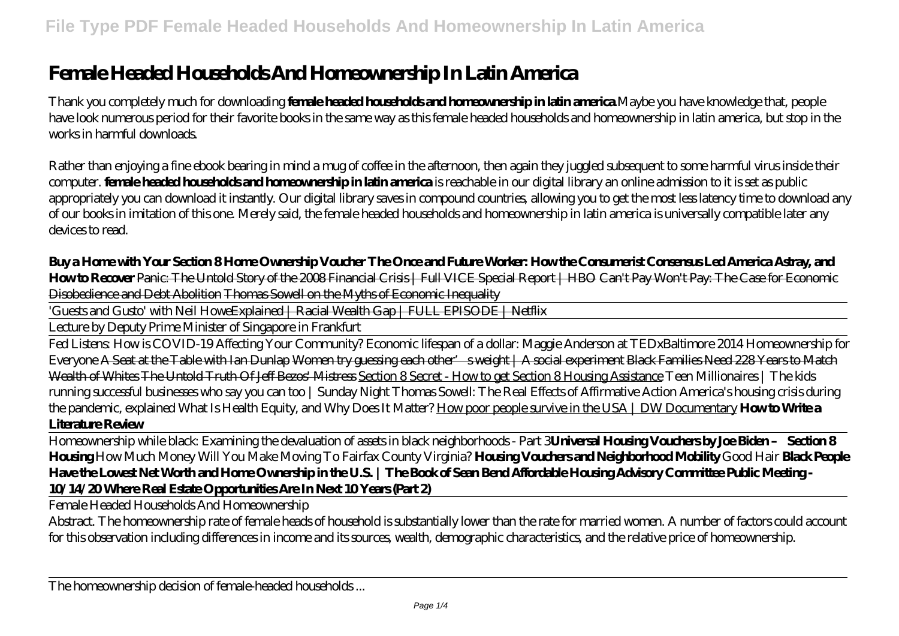# Female Headed Households And Homeownership In Latin America

Thank you completely much for downloading **female headed households and homeownership in latin america**.Maybe you have knowledge that, people have look numerous period for their favorite books in the same way as this female headed households and homeownership in latin america, but stop in the works in harmful downloads.

Rather than enjoying a fine ebook bearing in mind a mug of coffee in the afternoon, then again they juggled subsequent to some harmful virus inside their computer. **female headed households and homeownership in latin america** is reachable in our digital library an online admission to it is set as public appropriately you can download it instantly. Our digital library saves in compound countries, allowing you to get the most less latency time to download any of our books in imitation of this one. Merely said, the female headed households and homeownership in latin america is universally compatible later any devices to read.

**Buy a Home with Your Section 8 Home Ownership Voucher The Once and Future Worker: How the Consumerist Consensus Led America Astray, and How to Recover** Panic: The Untold Story of the 2008 Financial Crisis | Full VICE Special Report | HBO Can't Pay Won't Pay: The Case for Economic Disobedience and Debt Abolition Thomas Sowell on the Myths of Economic Inequality

'Guests and Gusto' with Neil Howe Explained | Racial Wealth Gap | FULL EPISODE | Netflix

Lecture by Deputy Prime Minister of Singapore in Frankfurt

Fed Listens: How is COVID-19 Affecting Your Community? *Economic lifespan of a dollar: Maggie Anderson at TEDxBaltimore 2014 Homeownership for Everyone* A Seat at the Table with Ian Dunlap Women try guessing each other's weight | A social experiment Black Families Need 228 Years to Match Wealth of Whites The Untold Truth Of Jeff Bezos' Mistress Section 8 Secret - How to get Section 8 Housing Assistance *Teen Millionaires | The kids running successful businesses who say you can too | Sunday Night Thomas Sowell: The Real Effects of Affirmative Action America's housing crisis during the pandemic, explained What Is Health Equity, and Why Does It Matter?* How poor people survive in the USA | DW Documentary **How to Write a Literature Review**

Homeownership while black: Examining the devaluation of assets in black neighborhoods - Part 3 **Universal Housing Vouchers by Joe Biden – Section 8 Housing** *How Much Money Will You Make Moving To Fairfax County Virginia?* **Housing Vouchers and Neighborhood Mobility** *Good Hair* **Black People Have the Lowest Net Worth and Home Ownership in the U.S. | The Book of Sean Bend Affordable Housing Advisory Committee Public Meeting - 10/14/20 Where Real Estate Opportunities Are In Next 10 Years (Part 2)**

Female Headed Households And Homeownership

Abstract. The homeownership rate of female heads of household is substantially lower than the rate for married women. A number of factors could account for this observation including differences in income and its sources, wealth, demographic characteristics, and the relative price of homeownership.

The homeownership decision of female-headed households ...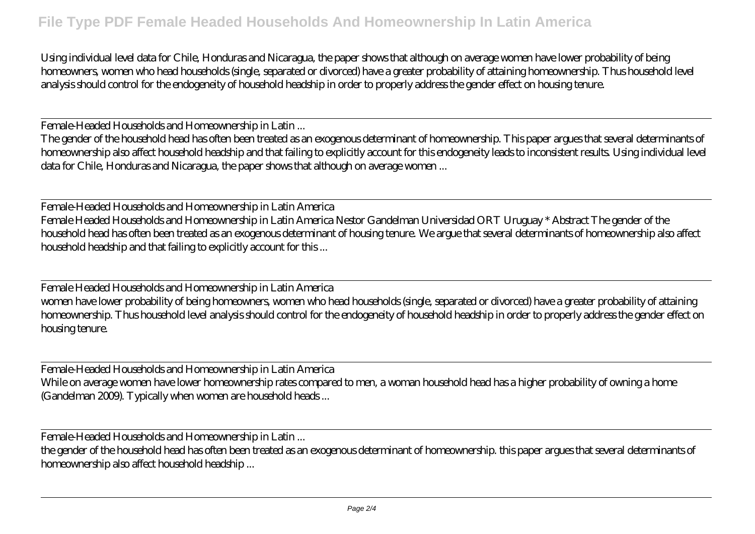Using individual level data for Chile, Honduras and Nicaragua, the paper shows that although on average women have lower probability of being homeowners, women who head households (single, separated or divorced) have a greater probability of attaining homeownership. Thus household level analysis should control for the endogeneity of household headship in order to properly address the gender effect on housing tenure.

---

Female-Headed Households and Homeownership in Latin ...

The gender of the household head has often been treated as an exogenous determinant of homeownership. This paper argues that several determinants of homeownership also affect household headship and that failing to explicitly account for this endogeneity leads to inconsistent results. Using individual level data for Chile, Honduras and Nicaragua, the paper shows that although on average women ...

---

Female-Headed Households and Homeownership in Latin America

Female Headed Households and Homeownership in Latin America Nestor Gandelman Universidad ORT Uruguay * Abstract The gender of the household head has often been treated as an exogenous determinant of housing tenure. We argue that several determinants of homeownership also affect household headship and that failing to explicitly account for this ...

---

Female Headed Households and Homeownership in Latin America

women have lower probability of being homeowners, women who head households (single, separated or divorced) have a greater probability of attaining homeownership. Thus household level analysis should control for the endogeneity of household headship in order to properly address the gender effect on housing tenure.

---

Female-Headed Households and Homeownership in Latin America

While on average women have lower homeownership rates compared to men, a woman household head has a higher probability of owning a home (Gandelman 2009). Typically when women are household heads ...

---

Female-Headed Households and Homeownership in Latin ...

the gender of the household head has often been treated as an exogenous determinant of homeownership. this paper argues that several determinants of homeownership also affect household headship ...

---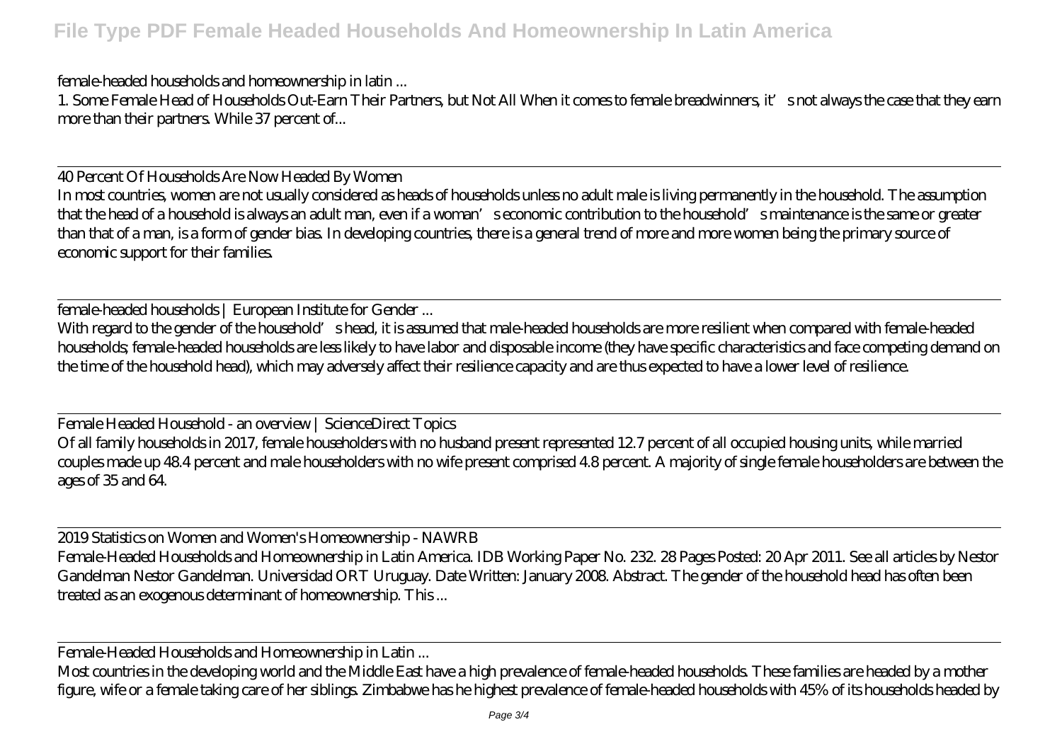female-headed households and homeownership in latin ...

1. Some Female Head of Households Out-Earn Their Partners, but Not All When it comes to female breadwinners, it's not always the case that they earn more than their partners. While 37 percent of...

40 Percent Of Households Are Now Headed By Women

In most countries, women are not usually considered as heads of households unless no adult male is living permanently in the household. The assumption that the head of a household is always an adult man, even if a woman's economic contribution to the household's maintenance is the same or greater than that of a man, is a form of gender bias. In developing countries, there is a general trend of more and more women being the primary source of economic support for their families.

female-headed households | European Institute for Gender ...

With regard to the gender of the household's head, it is assumed that male-headed households are more resilient when compared with female-headed households; female-headed households are less likely to have labor and disposable income (they have specific characteristics and face competing demand on the time of the household head), which may adversely affect their resilience capacity and are thus expected to have a lower level of resilience.

Female Headed Household - an overview | ScienceDirect Topics

Of all family households in 2017, female householders with no husband present represented 12.7 percent of all occupied housing units, while married couples made up 48.4 percent and male householders with no wife present comprised 4.8 percent. A majority of single female householders are between the ages of 35 and 64.

2019 Statistics on Women and Women's Homeownership - NAWRB

Female-Headed Households and Homeownership in Latin America. IDB Working Paper No. 232. 28 Pages Posted: 20 Apr 2011. See all articles by Nestor Gandelman Nestor Gandelman. Universidad ORT Uruguay. Date Written: January 2008. Abstract. The gender of the household head has often been treated as an exogenous determinant of homeownership. This ...

Female-Headed Households and Homeownership in Latin ...

Most countries in the developing world and the Middle East have a high prevalence of female-headed households. These families are headed by a mother figure, wife or a female taking care of her siblings. Zimbabwe has he highest prevalence of female-headed households with 45% of its households headed by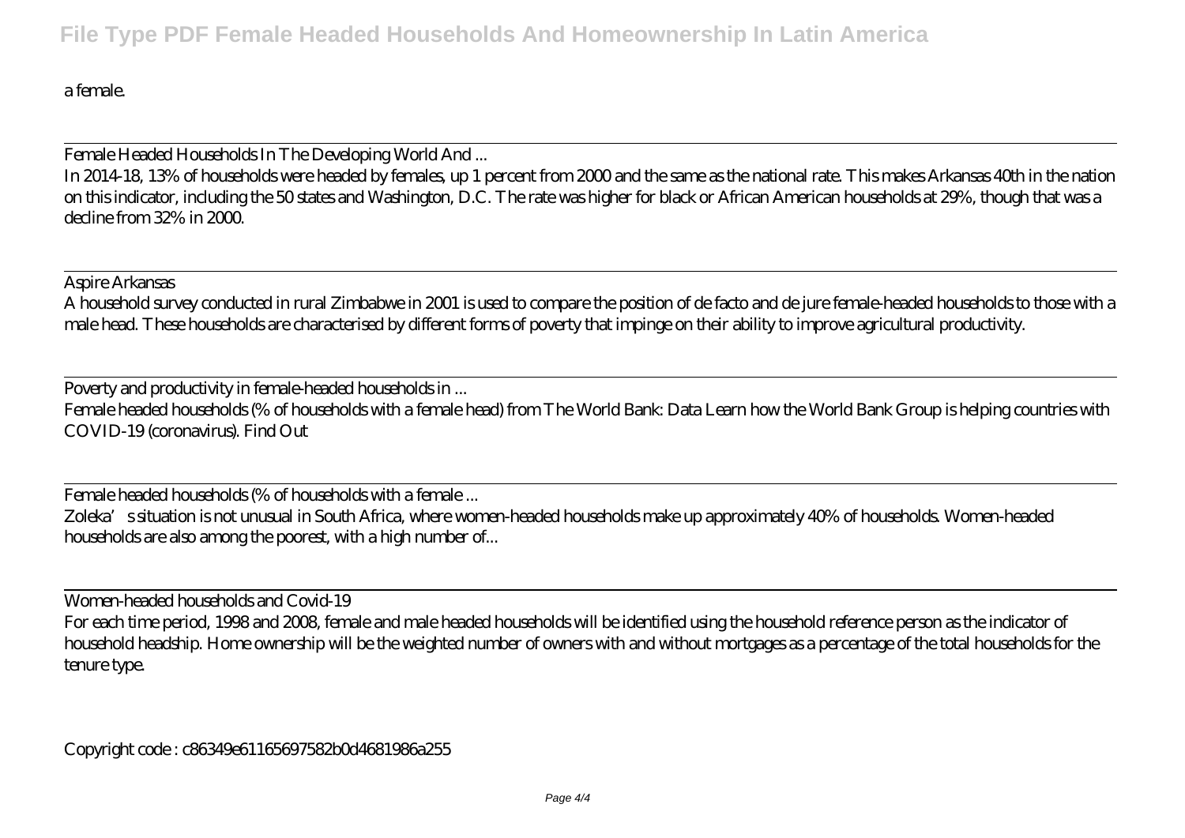a female.

Female Headed Households In The Developing World And ...

In 2014-18, 13% of households were headed by females, up 1 percent from 2000 and the same as the national rate. This makes Arkansas 40th in the nation on this indicator, including the 50 states and Washington, D.C. The rate was higher for black or African American households at 29%, though that was a decline from 32% in 2000.

Aspire Arkansas

A household survey conducted in rural Zimbabwe in 2001 is used to compare the position of de facto and de jure female-headed households to those with a male head. These households are characterised by different forms of poverty that impinge on their ability to improve agricultural productivity.

Poverty and productivity in female-headed households in ...

Female headed households (% of households with a female head) from The World Bank: Data Learn how the World Bank Group is helping countries with COVID-19 (coronavirus). Find Out

Female headed households (% of households with a female ...

Zoleka's situation is not unusual in South Africa, where women-headed households make up approximately 40% of households. Women-headed households are also among the poorest, with a high number of...

Women-headed households and Covid-19

For each time period, 1998 and 2008, female and male headed households will be identified using the household reference person as the indicator of household headship. Home ownership will be the weighted number of owners with and without mortgages as a percentage of the total households for the tenure type.

Copyright code : c86349e61165697582b0d4681986a255